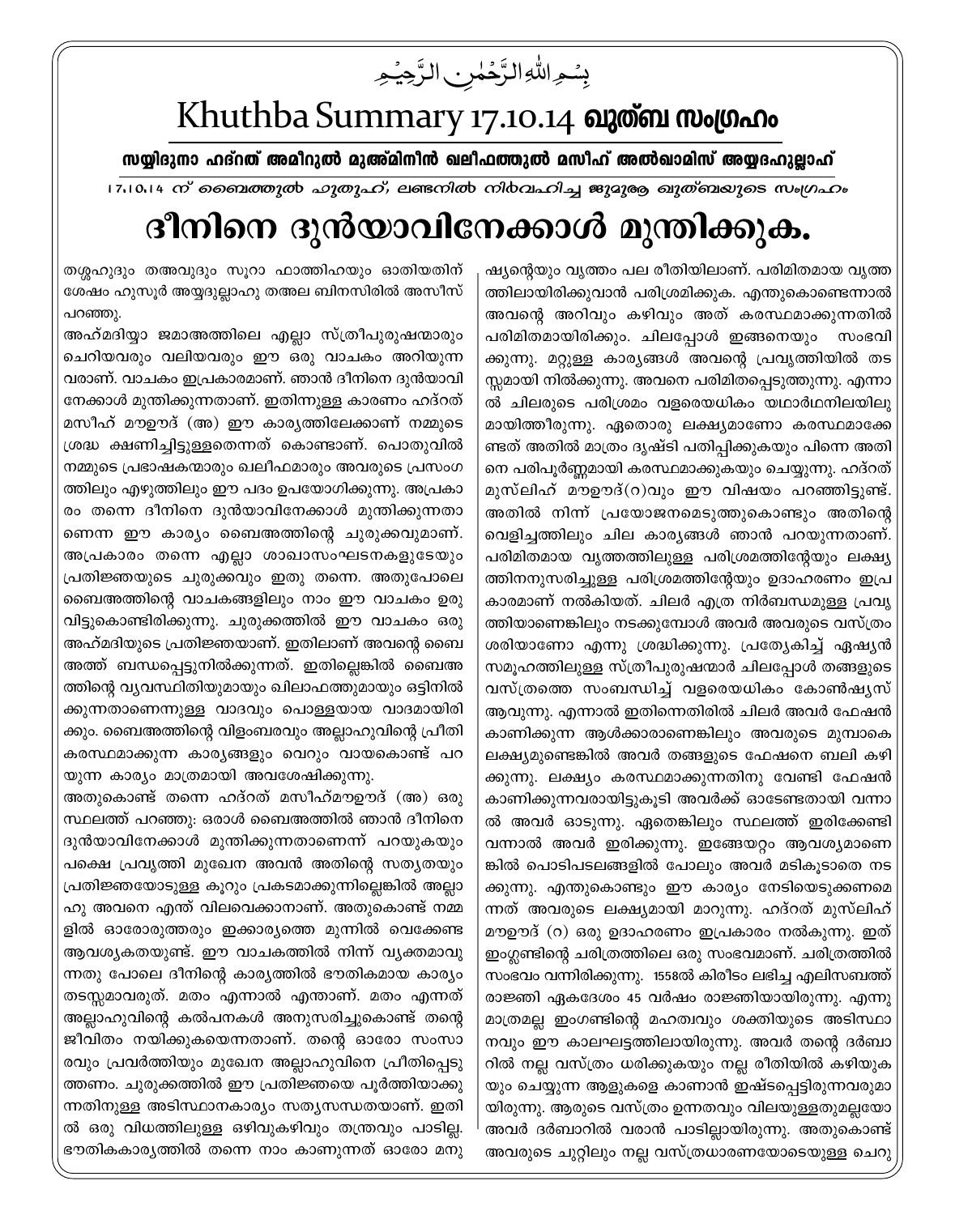بِسْمِ اللّٰهِ الرَّحْمٰنِ الرَّحِيْمِ

# Khuthba Summary 17.10.14 ഖുത്ബ സംഗ്രഹം

**സയ്യിദുനാ ഹദ്റത് അമീറുൽ മുഅ്മിനീൻ ഖലീഫത്തുൽ മസീഹ് അൽഖാമിസ് അയ്യദഹുല്ലാഹ്**

*17.10.14 ന് ബൈത്തുൽ ഫുതൂഹ്, ലണ്ടനിൽ നിർവഹിച്ച ജുമുആ ഖുത്ബയുടെ സംഗ്രഹം*

# ദീനിനെ ദുൻയാവിനേക്കാൾ മുന്തിക്കുക.

തശ്ശഹുദും തഅവുദും സൂറാ ഫാത്തിഹയും ഓതിയതിന് ശേഷം ഹുസൂർ അയ്യദുല്ലാഹു തആല ബിനസിരിൽ അസീസ് പറഞ്ഞു.

അഹ്മദിയ്യാ ജമാഅത്തിലെ എല്ലാ സ്ത്രീപുരുഷന്മാരും ചെറിയവരും വലിയവരും ഈ ഒരു വാചകം അറിയുന്ന വരാണ്. വാചകം ഇപ്രകാരമാണ്. ഞാൻ ദീനിനെ ദുൻയാവിനേക്കാൾ മുന്തിക്കുന്നതാണ്. ഇതിന്നുള്ള കാരണം ഹദ്റത് മസീഹ് മൗഊദ് (അ) ഈ കാര്യത്തിലേക്കാണ് നമ്മുടെ ശ്രദ്ധ ക്ഷണിച്ചിട്ടുള്ളതെന്നത് കൊണ്ടാണ്. പൊതുവിൽ നമ്മുടെ പ്രഭാഷകന്മാരും ഖലീഫമാരും അവരുടെ പ്രസംഗത്തിലും എഴുത്തിലും ഈ പദം ഉപയോഗിക്കുന്നു. അപ്രകാരം തന്നെ ദീനിനെ ദുൻയാവിനേക്കാൾ മുന്തിക്കുന്നതാണെന്ന ഈ കാര്യം ബൈഅത്തിന്റെ ചുരുക്കവുമാണ്. അപ്രകാരം തന്നെ എല്ലാ ശാഖാസംഘടനകളുടേയും പ്രതിജ്ഞയുടെ ചുരുക്കവും ഇതു തന്നെ. അതുപോലെ ബൈഅത്തിന്റെ വാചകങ്ങളിലും നാം ഈ വാചകം ഉരുവിട്ടുകൊണ്ടിരിക്കുന്നു. ചുരുക്കത്തിൽ ഈ വാചകം ഒരു അഹ്മദിയുടെ പ്രതിജ്ഞയാണ്. ഇതിലാണ് അവന്റെ ബൈഅത്ത് ബന്ധപ്പെട്ടുനിൽക്കുന്നത്. ഇതില്ലെങ്കിൽ ബൈഅത്തിന്റെ വ്യവസ്ഥിതിയുമായും ഖിലാഫത്തുമായും ഒട്ടിനിൽക്കുന്നതാണെന്നുള്ള വാദവും പൊള്ളയായ വാദമായിരിക്കും. ബൈഅത്തിന്റെ വിളംബരവും അല്ലാഹുവിന്റെ പ്രീതി കരസ്ഥമാക്കുന്ന കാര്യങ്ങളും വെറും വായകൊണ്ട് പറയുന്ന കാര്യം മാത്രമായി അവശേഷിക്കുന്നു.

അതുകൊണ്ട് തന്നെ ഹദ്റത് മസീഹ്മൗഊദ് (അ) ഒരു സ്ഥലത്ത് പറഞ്ഞു: ഒരാൾ ബൈഅത്തിൽ ഞാൻ ദീനിനെ ദുൻയാവിനേക്കാൾ മുന്തിക്കുന്നതാണെന്ന് പറയുകയും പക്ഷെ പ്രവൃത്തി മുഖേന അവൻ അതിന്റെ സത്യതയും പ്രതിജ്ഞയോടുള്ള കൂറും പ്രകടമാക്കുന്നില്ലെങ്കിൽ അല്ലാഹു അവനെ എന്ത് വിലവെക്കാനാണ്. അതുകൊണ്ട് നമ്മളിൽ ഓരോരുത്തരും ഇക്കാര്യത്തെ മുന്നിൽ വെക്കേണ്ട ആവശ്യകതയുണ്ട്. ഈ വാചകത്തിൽ നിന്ന് വ്യക്തമാവുന്നതു പോലെ ദീനിന്റെ കാര്യത്തിൽ ഭൗതികമായ കാര്യം തടസ്സമാവരുത്. മതം എന്നാൽ എന്താണ്. മതം എന്നത് അല്ലാഹുവിന്റെ കൽപനകൾ അനുസരിച്ചുകൊണ്ട് തന്റെ ജീവിതം നയിക്കുകയെന്നതാണ്. തന്റെ ഓരോ സംസാരവും പ്രവർത്തിയും മുഖേന അല്ലാഹുവിനെ പ്രീതിപ്പെടുത്തണം. ചുരുക്കത്തിൽ ഈ പ്രതിജ്ഞയെ പൂർത്തിയാക്കുന്നതിനുള്ള അടിസ്ഥാനകാര്യം സത്യസന്ധതയാണ്. ഇതിൽ ഒരു വിധത്തിലുള്ള ഒഴിവുകഴിവും തന്ത്രവും പാടില്ല. ഭൗതികകാര്യത്തിൽ തന്നെ നാം കാണുന്നത് ഓരോ മനുഷ്യന്റെയും വൃത്തം പല രീതിയിലാണ്. പരിമിതമായ വൃത്തത്തിലായിരിക്കുവാൻ പരിശ്രമിക്കുക. എന്തുകൊണ്ടെന്നാൽ അവന്റെ അറിവും കഴിവും അത് കരസ്ഥമാക്കുന്നതിൽ പരിമിതമായിരിക്കും. ചിലപ്പോൾ ഇങ്ങനെയും സംഭവിക്കുന്നു. മറ്റുള്ള കാര്യങ്ങൾ അവന്റെ പ്രവൃത്തിയിൽ തടസ്സമായി നിൽക്കുന്നു. അവനെ പരിമിതപ്പെടുത്തുന്നു. എന്നാൽ ചിലരുടെ പരിശ്രമം വളരെയധികം യഥാർഥനിലയിലുമായിത്തീരുന്നു. ഏതൊരു ലക്ഷ്യമാണോ കരസ്ഥമാക്കേണ്ടത് അതിൽ മാത്രം ദൃഷ്ടി പതിപ്പിക്കുകയും പിന്നെ അതിനെ പരിപൂർണ്ണമായി കരസ്ഥമാക്കുകയും ചെയ്യുന്നു. ഹദ്റത് മുസ്ലിഹ് മൗഊദ്(റ)വും ഈ വിഷയം പറഞ്ഞിട്ടുണ്ട്. അതിൽ നിന്ന് പ്രയോജനമെടുത്തുകൊണ്ടും അതിന്റെ വെളിച്ചത്തിലും ചില കാര്യങ്ങൾ ഞാൻ പറയുന്നതാണ്. പരിമിതമായ വൃത്തത്തിലുള്ള പരിശ്രമത്തിന്റേയും ലക്ഷ്യത്തിനനുസരിച്ചുള്ള പരിശ്രമത്തിന്റേയും ഉദാഹരണം ഇപ്രകാരമാണ് നൽകിയത്. ചിലർ എത്ര നിർബന്ധമുള്ള പ്രവൃത്തിയാണെങ്കിലും നടക്കുമ്പോൾ അവർ അവരുടെ വസ്ത്രം ശരിയാണോ എന്നു ശ്രദ്ധിക്കുന്നു. പ്രത്യേകിച്ച് ഏഷ്യൻ സമൂഹത്തിലുള്ള സ്ത്രീപുരുഷന്മാർ ചിലപ്പോൾ തങ്ങളുടെ വസ്ത്രത്തെ സംബന്ധിച്ച് വളരെയധികം കോൺഷ്യസ് ആവുന്നു. എന്നാൽ ഇതിന്നെതിരിൽ ചിലർ അവർ ഫേഷൻ കാണിക്കുന്ന ആൾക്കാരാണെങ്കിലും അവരുടെ മുമ്പാകെ ലക്ഷ്യമുണ്ടെങ്കിൽ അവർ തങ്ങളുടെ ഫേഷനെ ബലി കഴിക്കുന്നു. ലക്ഷ്യം കരസ്ഥമാക്കുന്നതിനു വേണ്ടി ഫേഷൻ കാണിക്കുന്നവരായിട്ടുകൂടി അവർക്ക് ഓടേണ്ടതായി വന്നാൽ അവർ ഓടുന്നു. ഏതെങ്കിലും സ്ഥലത്ത് ഇരിക്കേണ്ടി വന്നാൽ അവർ ഇരിക്കുന്നു. ഇങ്ങേയറ്റം ആവശ്യമാണെങ്കിൽ പൊടിപടലങ്ങളിൽ പോലും അവർ മടികൂടാതെ നടക്കുന്നു. എന്തുകൊണ്ടും ഈ കാര്യം നേടിയെടുക്കണമെന്നത് അവരുടെ ലക്ഷ്യമായി മാറുന്നു. ഹദ്റത് മുസ്ലിഹ് മൗഊദ് (റ) ഒരു ഉദാഹരണം ഇപ്രകാരം നൽകുന്നു. ഇത് ഇംഗ്ലണ്ടിന്റെ ചരിത്രത്തിലെ ഒരു സംഭവമാണ്. ചരിത്രത്തിൽ സംഭവം വന്നിരിക്കുന്നു. 1558ൽ കിരീടം ലഭിച്ച എലിസബത്ത് രാജ്ഞി ഏകദേശം 45 വർഷം രാജ്ഞിയായിരുന്നു. എന്നു മാത്രമല്ല ഇംഗണ്ടിന്റെ മഹത്വവും ശക്തിയുടെ അടിസ്ഥാനവും ഈ കാലഘട്ടത്തിലായിരുന്നു. അവർ തന്റെ ദർബാറിൽ നല്ല വസ്ത്രം ധരിക്കുകയും നല്ല രീതിയിൽ കഴിയുകയും ചെയ്യുന്ന ആളുകളെ കാണാൻ ഇഷ്ടപ്പെട്ടിരുന്നവരുമായിരുന്നു. ആരുടെ വസ്ത്രം ഉന്നതവും വിലയുള്ളതുമല്ലയോ അവർ ദർബാറിൽ വരാൻ പാടില്ലായിരുന്നു. അതുകൊണ്ട് അവരുടെ ചുറ്റിലും നല്ല വസ്ത്രധാരണയോടെയുള്ള ചെറു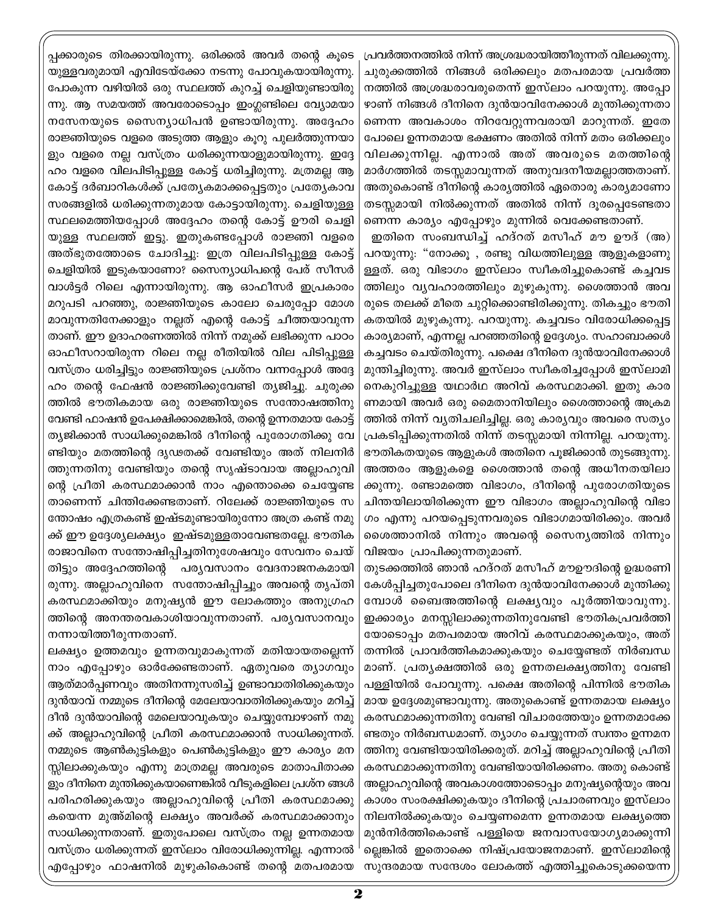പ്പക്കാരുടെ തിരക്കായിരുന്നു. ഒരിക്കൽ അവർ തന്റെ കൂടെയുള്ളവരുമായി എവിടേയ്ക്കോ നടന്നു പോവുകയായിരുന്നു. പോകുന്ന വഴിയിൽ ഒരു സ്ഥലത്ത് കുറച്ച് ചെളിയുണ്ടായിരുന്നു. ആ സമയത്ത് അവരോടൊപ്പം ഇംഗ്ലണ്ടിലെ വ്യോമയാനസേനയുടെ സൈന്യാധിപൻ ഉണ്ടായിരുന്നു. അദ്ദേഹം രാജ്ഞിയുടെ വളരെ അടുത്ത ആളും കൂറു പുലർത്തുന്നയാളും വളരെ നല്ല വസ്ത്രം ധരിക്കുന്നയാളുമായിരുന്നു. ഇദ്ദേഹം വളരെ വിലപിടിപ്പുള്ള കോട്ട് ധരിച്ചിരുന്നു. മത്രമല്ല ആ കോട്ട് ദർബാറികൾക്ക് പ്രത്യേകമാക്കപ്പെട്ടതും പ്രത്യേകാവസരങ്ങളിൽ ധരിക്കുന്നതുമായ കോട്ടായിരുന്നു. ചെളിയുള്ള സ്ഥലമെത്തിയപ്പോൾ അദ്ദേഹം തന്റെ കോട്ട് ഊരി ചെളിയുള്ള സ്ഥലത്ത് ഇട്ടു. ഇതുകണ്ടപ്പോൾ രാജ്ഞി വളരെ അത്ഭുതത്തോടെ ചോദിച്ചു: ഇത്ര വിലപിടിപ്പുള്ള കോട്ട് ചെളിയിൽ ഇടുകയാണോ? സൈന്യാധിപന്റെ പേര് സീസർ വാൾട്ടർ റിലെ എന്നായിരുന്നു. ആ ഓഫീസർ ഇപ്രകാരം മറുപടി പറഞ്ഞു, രാജ്ഞിയുടെ കാലോ ചെരുപ്പോ മോശമാവുന്നതിനേക്കാളും നല്ലത് എന്റെ കോട്ട് ചീത്തയാവുന്നതാണ്. ഈ ഉദാഹരണത്തിൽ നിന്ന് നമുക്ക് ലഭിക്കുന്ന പാഠം ഓഫീസറായിരുന്ന റിലെ നല്ല രീതിയിൽ വില പിടിപ്പുള്ള വസ്ത്രം ധരിച്ചിട്ടും രാജ്ഞിയുടെ പ്രശ്നം വന്നപ്പോൾ അദ്ദേഹം തന്റെ ഫേഷൻ രാജ്ഞിക്കുവേണ്ടി ത്യജിച്ചു. ചുരുക്കത്തിൽ ഭൗതികമായ ഒരു രാജ്ഞിയുടെ സന്തോഷത്തിനു വേണ്ടി ഫാഷൻ ഉപേക്ഷിക്കാമെങ്കിൽ, തന്റെ ഉന്നതമായ കോട്ട് ത്യജിക്കാൻ സാധിക്കുമെങ്കിൽ ദീനിന്റെ പുരോഗതിക്കു വേണ്ടിയും മതത്തിന്റെ ദൃഢതക്ക് വേണ്ടിയും അത് നിലനിർത്തുന്നതിനു വേണ്ടിയും തന്റെ സൃഷ്ടാവായ അല്ലാഹുവിന്റെ പ്രീതി കരസ്ഥമാക്കാൻ നാം എന്തൊക്കെ ചെയ്യേണ്ടതാണെന്ന് ചിന്തിക്കേണ്ടതാണ്. റിലേക്ക് രാജ്ഞിയുടെ സന്തോഷം എത്രകണ്ട് ഇഷ്ടമുണ്ടായിരുന്നോ അത്ര കണ്ട് നമുക്ക് ഈ ഉദ്ദേശ്യലക്ഷ്യം ഇഷ്ടമുള്ളതാവേണ്ടതല്ലേ. ഭൗതിക രാജാവിനെ സന്തോഷിപ്പിച്ചതിനുശേഷവും സേവനം ചെയ്തിട്ടും അദ്ദേഹത്തിന്റെ പര്യവസാനം വേദനാജനകമായിരുന്നു. അല്ലാഹുവിനെ സന്തോഷിപ്പിച്ചും അവന്റെ തൃപ്തി കരസ്ഥമാക്കിയും മനുഷ്യൻ ഈ ലോകത്തും അനുഗ്രഹത്തിന്റെ അനന്തരവകാശിയാവുന്നതാണ്. പര്യവസാനവും നന്നായിത്തീരുന്നതാണ്.

ലക്ഷ്യം ഉത്തമവും ഉന്നതവുമാകുന്നത് മതിയായതല്ലെന്ന് നാം എപ്പോഴും ഓർക്കേണ്ടതാണ്. ഏതുവരെ ത്യാഗവും ആത്മാർപ്പണവും അതിനന്നുസരിച്ച് ഉണ്ടാവാതിരിക്കുകയും ദുൻയാവ് നമ്മുടെ ദീനിന്റെ മേലേയാവാതിരിക്കുകയും മറിച്ച് ദീൻ ദുൻയാവിന്റെ മേലെയാവുകയും ചെയ്യുമ്പോഴാണ് നമുക്ക് അല്ലാഹുവിന്റെ പ്രീതി കരസ്ഥമാക്കാൻ സാധിക്കുന്നത്. നമ്മുടെ ആൺകുട്ടികളും പെൺകുട്ടികളും ഈ കാര്യം മനസ്സിലാക്കുകയും എന്നു മാത്രമല്ല അവരുടെ മാതാപിതാക്കളും ദീനിനെ മുന്തിക്കുകയാണെങ്കിൽ വീടുകളിലെ പ്രശ്ന ങ്ങൾ പരിഹരിക്കുകയും അല്ലാഹുവിന്റെ പ്രീതി കരസ്ഥമാക്കുകയെന്ന മുഅ്മിന്റെ ലക്ഷ്യം അവർക്ക് കരസ്ഥമാക്കാനും സാധിക്കുന്നതാണ്. ഇതുപോലെ വസ്ത്രം നല്ല ഉന്നതമായ വസ്ത്രം ധരിക്കുന്നത് ഇസ്‌ലാം വിരോധിക്കുന്നില്ല. എന്നാൽ എപ്പോഴും ഫാഷനിൽ മുഴുകികൊണ്ട് തന്റെ മതപരമായ പ്രവർത്തനത്തിൽ നിന്ന് അശ്രദ്ധരായിത്തീരുന്നത് വിലക്കുന്നു. ചുരുക്കത്തിൽ നിങ്ങൾ ഒരിക്കലും മതപരമായ പ്രവർത്തനത്തിൽ അശ്രദ്ധരാവരുതെന്ന് ഇസ്‌ലാം പറയുന്നു. അപ്പോഴാണ് നിങ്ങൾ ദീനിനെ ദുൻയാവിനേക്കാൾ മുന്തിക്കുന്നതാണെന്ന അവകാശം നിറവേറ്റുന്നവരായി മാറുന്നത്. ഇതേപോലെ ഉന്നതമായ ഭക്ഷണം അതിൽ നിന്ന് മതം ഒരിക്കലും വിലക്കുന്നില്ല. എന്നാൽ അത് അവരുടെ മതത്തിന്റെ മാർഗത്തിൽ തടസ്സമാവുന്നത് അനുവദനീയമല്ലാത്തതാണ്. അതുകൊണ്ട് ദീനിന്റെ കാര്യത്തിൽ ഏതൊരു കാര്യമാണോ തടസ്സമായി നിൽക്കുന്നത് അതിൽ നിന്ന് ദൂരപ്പെടേണ്ടതാണെന്ന കാര്യം എപ്പോഴും മുന്നിൽ വെക്കേണ്ടതാണ്.

ഇതിനെ സംബന്ധിച്ച് ഹദ്റത് മസീഹ് മൗ ഊദ് (അ) പറയുന്നു: "നോക്കൂ , രണ്ടു വിധത്തിലുള്ള ആളുകളാണുള്ളത്. ഒരു വിഭാഗം ഇസ്‌ലാം സ്വീകരിച്ചുകൊണ്ട് കച്ചവടത്തിലും വ്യവഹാരത്തിലും മുഴുകുന്നു. ശൈത്താൻ അവരുടെ തലക്ക് മീതെ ചുറ്റിക്കൊണ്ടിരിക്കുന്നു. തികച്ചും ഭൗതികതയിൽ മുഴുകുന്നു. പറയുന്നു. കച്ചവടം വിരോധിക്കപ്പെട്ട കാര്യമാണ്, എന്നല്ല പറഞ്ഞതിന്റെ ഉദ്ദേശ്യം. സഹാബാക്കൾ കച്ചവടം ചെയ്തിരുന്നു. പക്ഷെ ദീനിനെ ദുൻയാവിനേക്കാൾ മുന്തിച്ചിരുന്നു. അവർ ഇസ്‌ലാം സ്വീകരിച്ചപ്പോൾ ഇസ്‌ലാമിനെകുറിച്ചുള്ള യഥാർഥ അറിവ് കരസ്ഥമാക്കി. ഇതു കാരണമായി അവർ ഒരു മൈതാനിയിലും ശൈത്താന്റെ അക്രമത്തിൽ നിന്ന് വ്യതിചലിച്ചില്ല. ഒരു കാര്യവും അവരെ സത്യം പ്രകടിപ്പിക്കുന്നതിൽ നിന്ന് തടസ്സമായി നിന്നില്ല. പറയുന്നു. ഭൗതികതയുടെ ആളുകൾ അതിനെ പൂജിക്കാൻ തുടങ്ങുന്നു. അത്തരം ആളുകളെ ശൈത്താൻ തന്റെ അധീനതയിലാക്കുന്നു. രണ്ടാമത്തെ വിഭാഗം, ദീനിന്റെ പുരോഗതിയുടെ ചിന്തയിലായിരിക്കുന്ന ഈ വിഭാഗം അല്ലാഹുവിന്റെ വിഭാഗം എന്നു പറയപ്പെടുന്നവരുടെ വിഭാഗമായിരിക്കും. അവർ ശൈത്താനിൽ നിന്നും അവന്റെ സൈന്യത്തിൽ നിന്നും വിജയം പ്രാപിക്കുന്നതുമാണ്.

തുടക്കത്തിൽ ഞാൻ ഹദ്റത് മസീഹ് മൗഊദിന്റെ ഉദ്ധരണി കേൾപ്പിച്ചതുപോലെ ദീനിനെ ദുൻയാവിനേക്കാൾ മുന്തിക്കുമ്പോൾ ബൈഅത്തിന്റെ ലക്ഷ്യവും പൂർത്തിയാവുന്നു. ഇക്കാര്യം മനസ്സിലാക്കുന്നതിനുവേണ്ടി ഭൗതികപ്രവർത്തിയോടൊപ്പം മതപരമായ അറിവ് കരസ്ഥമാക്കുകയും, അത് തന്നിൽ പ്രാവർത്തികമാക്കുകയും ചെയ്യേണ്ടത് നിർബന്ധമാണ്. പ്രത്യക്ഷത്തിൽ ഒരു ഉന്നതലക്ഷ്യത്തിനു വേണ്ടി പള്ളിയിൽ പോവുന്നു. പക്ഷെ അതിന്റെ പിന്നിൽ ഭൗതികമായ ഉദ്ദേശമുണ്ടാവുന്നു. അതുകൊണ്ട് ഉന്നതമായ ലക്ഷ്യം കരസ്ഥമാക്കുന്നതിനു വേണ്ടി വിചാരത്തേയും ഉന്നതമാക്കേണ്ടതും നിർബന്ധമാണ്. ത്യാഗം ചെയ്യുന്നത് സ്വന്തം ഉന്നമനത്തിനു വേണ്ടിയായിരിക്കരുത്. മറിച്ച് അല്ലാഹുവിന്റെ പ്രീതി കരസ്ഥമാക്കുന്നതിനു വേണ്ടിയായിരിക്കണം. അതു കൊണ്ട് അല്ലാഹുവിന്റെ അവകാശത്തോടൊപ്പം മനുഷ്യന്റെയും അവകാശം സംരക്ഷിക്കുകയും ദീനിന്റെ പ്രചാരണവും ഇസ്‌ലാം നിലനിൽക്കുകയും ചെയ്യണമെന്ന ഉന്നതമായ ലക്ഷ്യത്തെ മുൻനിർത്തികൊണ്ട് പള്ളിയെ ജനവാസയോഗ്യമാക്കുന്നില്ലെങ്കിൽ ഇതൊക്കെ നിഷ്പ്രയോജനമാണ്. ഇസ്‌ലാമിന്റെ സുന്ദരമായ സന്ദേശം ലോകത്ത് എത്തിച്ചുകൊടുക്കയെന്ന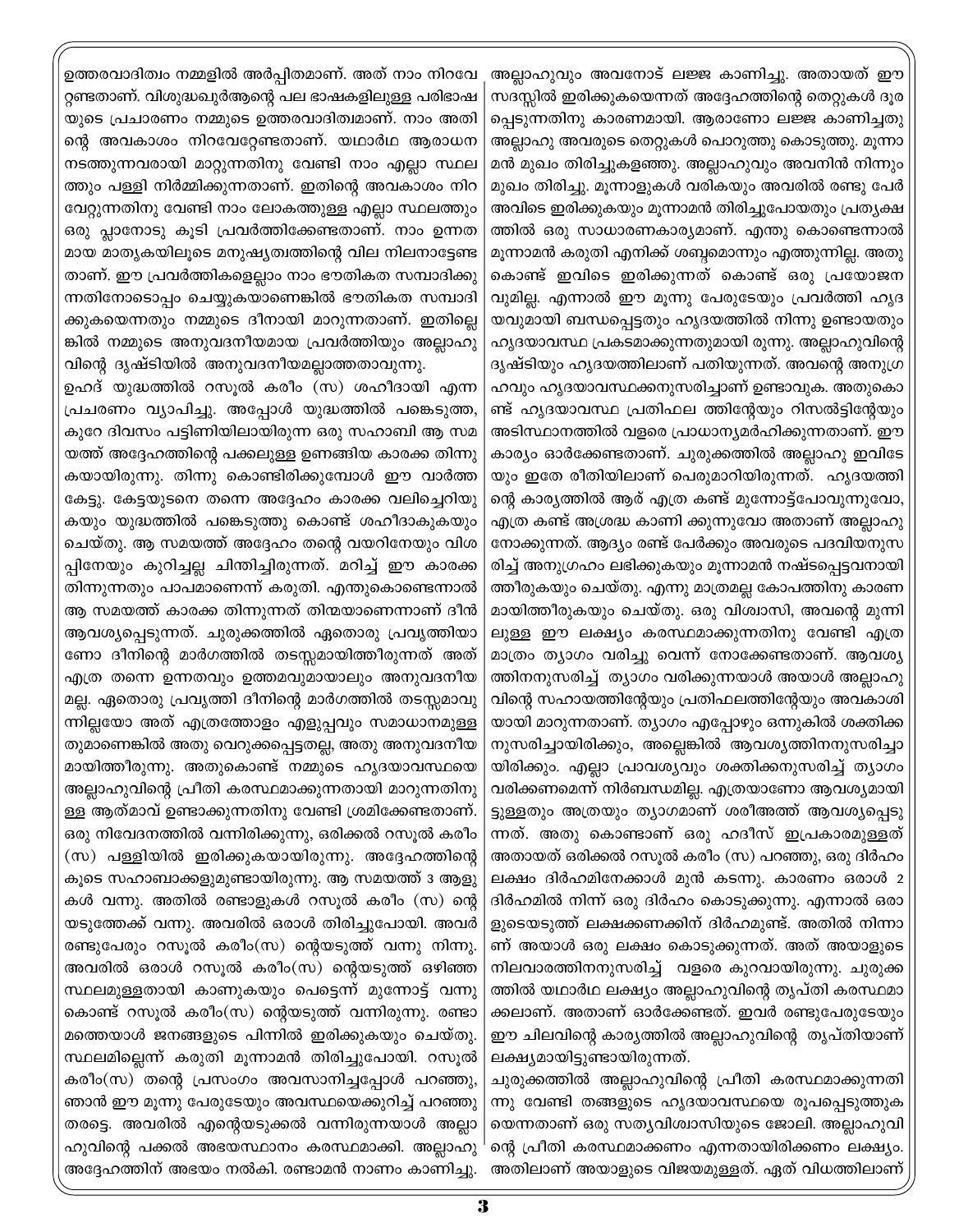ഉത്തരവാദിത്വം നമ്മളിൽ അർപ്പിതമാണ്. അത് നാം നിറവേറ്റേണ്ടതാണ്. വിശുദ്ധഖുർആന്റെ പല ഭാഷകളിലുള്ള പരിഭാഷയുടെ പ്രചാരണം നമ്മുടെ ഉത്തരവാദിത്വമാണ്. നാം അതിന്റെ അവകാശം നിറവേറ്റേണ്ടതാണ്. യഥാർഥ ആരാധന നടത്തുന്നവരായി മാറ്റുന്നതിനു വേണ്ടി നാം എല്ലാ സ്ഥലത്തും പള്ളി നിർമ്മിക്കുന്നതാണ്. ഇതിന്റെ അവകാശം നിറവേറ്റുന്നതിനു വേണ്ടി നാം ലോകത്തുള്ള എല്ലാ സ്ഥലത്തും ഒരു പ്ലാനോടു കൂടി പ്രവർത്തിക്കേണ്ടതാണ്. നാം ഉന്നതമായ മാതൃകയിലൂടെ മനുഷ്യത്വത്തിന്റെ വില നിലനാട്ടേണ്ടതാണ്. ഈ പ്രവർത്തികളെല്ലാം നാം ഭൗതികത സമ്പാദിക്കുന്നതിനോടൊപ്പം ചെയ്യുകയാണെങ്കിൽ ഭൗതികത സമ്പാദിക്കുകയെന്നതും നമ്മുടെ ദീനായി മാറുന്നതാണ്. ഇതില്ലെങ്കിൽ നമ്മുടെ അനുവദനീയമായ പ്രവർത്തിയും അല്ലാഹുവിന്റെ ദൃഷ്ടിയിൽ അനുവദനീയമല്ലാത്തതാവുന്നു.

ഉഹദ് യുദ്ധത്തിൽ റസൂൽ കരീം (സ) ശഹീദായി എന്ന പ്രചരണം വ്യാപിച്ചു. അപ്പോൾ യുദ്ധത്തിൽ പങ്കെടുത്ത, കുറേ ദിവസം പട്ടിണിയിലായിരുന്ന ഒരു സഹാബി ആ സമയത്ത് അദ്ദേഹത്തിന്റെ പക്കലുള്ള ഉണങ്ങിയ കാരക്ക തിന്നുകയായിരുന്നു. തിന്നു കൊണ്ടിരിക്കുമ്പോൾ ഈ വാർത്ത കേട്ടു. കേട്ടയുടനെ തന്നെ അദ്ദേഹം കാരക്ക വലിച്ചെറിയുകയും യുദ്ധത്തിൽ പങ്കെടുത്തു കൊണ്ട് ശഹീദാകുകയും ചെയ്തു. ആ സമയത്ത് അദ്ദേഹം തന്റെ വയറിനേയും വിശപ്പിനേയും കുറിച്ചല്ല ചിന്തിച്ചിരുന്നത്. മറിച്ച് ഈ കാരക്ക തിന്നുന്നതും പാപമാണെന്ന് കരുതി. എന്തുകൊണ്ടെന്നാൽ ആ സമയത്ത് കാരക്ക തിന്നുന്നത് തിന്മയാണെന്നാണ് ദീൻ ആവശ്യപ്പെടുന്നത്. ചുരുക്കത്തിൽ ഏതൊരു പ്രവൃത്തിയാണോ ദീനിന്റെ മാർഗത്തിൽ തടസ്സമായിത്തീരുന്നത് അത് എത്ര തന്നെ ഉന്നതവും ഉത്തമവുമായാലും അനുവദനീയമല്ല. ഏതൊരു പ്രവൃത്തി ദീനിന്റെ മാർഗത്തിൽ തടസ്സമാവുന്നില്ലയോ അത് എത്രത്തോളം എളുപ്പവും സമാധാനമുള്ളതുമാണെങ്കിൽ അതു വെറുക്കപ്പെട്ടതല്ല, അതു അനുവദനീയമായിത്തീരുന്നു. അതുകൊണ്ട് നമ്മുടെ ഹൃദയാവസ്ഥയെ അല്ലാഹുവിന്റെ പ്രീതി കരസ്ഥമാക്കുന്നതായി മാറുന്നതിനുള്ള ആത്മാവ് ഉണ്ടാക്കുന്നതിനു വേണ്ടി ശ്രമിക്കേണ്ടതാണ്.

ഒരു നിവേദനത്തിൽ വന്നിരിക്കുന്നു, ഒരിക്കൽ റസൂൽ കരീം (സ) പള്ളിയിൽ ഇരിക്കുകയായിരുന്നു. അദ്ദേഹത്തിന്റെ കൂടെ സഹാബാക്കളുമുണ്ടായിരുന്നു. ആ സമയത്ത് 3 ആളുകൾ വന്നു. അതിൽ രണ്ടാളുകൾ റസൂൽ കരീം (സ) ന്റെ യടുത്തേക്ക് വന്നു. അവരിൽ ഒരാൾ തിരിച്ചുപോയി. അവർ രണ്ടുപേരും റസൂൽ കരീം(സ) ന്റെയടുത്ത് വന്നു നിന്നു. അവരിൽ ഒരാൾ റസൂൽ കരീം(സ) ന്റെയടുത്ത് ഒഴിഞ്ഞ സ്ഥലമുള്ളതായി കാണുകയും പെട്ടെന്ന് മുന്നോട്ട് വന്നു കൊണ്ട് റസൂൽ കരീം(സ) ന്റെയടുത്ത് വന്നിരുന്നു. രണ്ടാമത്തെയാൾ ജനങ്ങളുടെ പിന്നിൽ ഇരിക്കുകയും ചെയ്തു. സ്ഥലമില്ലെന്ന് കരുതി മൂന്നാമൻ തിരിച്ചുപോയി. റസൂൽ കരീം(സ) തന്റെ പ്രസംഗം അവസാനിച്ചപ്പോൾ പറഞ്ഞു, ഞാൻ ഈ മൂന്നു പേരുടേയും അവസ്ഥയെക്കുറിച്ച് പറഞ്ഞു തരട്ടെ. അവരിൽ എന്റെയടുക്കൽ വന്നിരുന്നയാൾ അല്ലാഹുവിന്റെ പക്കൽ അഭയസ്ഥാനം കരസ്ഥമാക്കി. അല്ലാഹു അദ്ദേഹത്തിന് അഭയം നൽകി. രണ്ടാമൻ നാണം കാണിച്ചു. അല്ലാഹുവും അവനോട് ലജ്ജ കാണിച്ചു. അതായത് ഈ സദസ്സിൽ ഇരിക്കുകയെന്നത് അദ്ദേഹത്തിന്റെ തെറ്റുകൾ ദൂരപ്പെടുന്നതിനു കാരണമായി. ആരാണോ ലജ്ജ കാണിച്ചതു അല്ലാഹു അവരുടെ തെറ്റുകൾ പൊറുത്തു കൊടുത്തു. മൂന്നാമൻ മുഖം തിരിച്ചുകളഞ്ഞു. അല്ലാഹുവും അവനിൻ നിന്നും മുഖം തിരിച്ചു. മൂന്നാളുകൾ വരികയും അവരിൽ രണ്ടു പേർ അവിടെ ഇരിക്കുകയും മൂന്നാമൻ തിരിച്ചുപോയതും പ്രത്യക്ഷത്തിൽ ഒരു സാധാരണകാര്യമാണ്. എന്തു കൊണ്ടെന്നാൽ മൂന്നാമൻ കരുതി എനിക്ക് ശബ്ദമൊന്നും എത്തുന്നില്ല. അതു കൊണ്ട് ഇവിടെ ഇരിക്കുന്നത് കൊണ്ട് ഒരു പ്രയോജനവുമില്ല. എന്നാൽ ഈ മൂന്നു പേരുടേയും പ്രവർത്തി ഹൃദയവുമായി ബന്ധപ്പെട്ടതും ഹൃദയത്തിൽ നിന്നു ഉണ്ടായതും ഹൃദയാവസ്ഥ പ്രകടമാക്കുന്നതുമായി രുന്നു. അല്ലാഹുവിന്റെ ദൃഷ്ടിയും ഹൃദയത്തിലാണ് പതിയുന്നത്. അവന്റെ അനുഗ്രഹവും ഹൃദയാവസ്ഥക്കനുസരിച്ചാണ് ഉണ്ടാവുക. അതുകൊണ്ട് ഹൃദയാവസ്ഥ പ്രതിഫല ത്തിന്റേയും റിസൽട്ടിന്റേയും അടിസ്ഥാനത്തിൽ വളരെ പ്രാധാന്യമർഹിക്കുന്നതാണ്. ഈ കാര്യം ഓർക്കേണ്ടതാണ്. ചുരുക്കത്തിൽ അല്ലാഹു ഇവിടേയും ഇതേ രീതിയിലാണ് പെരുമാറിയിരുന്നത്. ഹൃദയത്തിന്റെ കാര്യത്തിൽ ആര് എത്ര കണ്ട് മുന്നോട്ട്പോവുന്നുവോ, എത്ര കണ്ട് അശ്രദ്ധ കാണി ക്കുന്നുവോ അതാണ് അല്ലാഹു നോക്കുന്നത്. ആദ്യം രണ്ട് പേർക്കും അവരുടെ പദവിയനുസരിച്ച് അനുഗ്രഹം ലഭിക്കുകയും മൂന്നാമൻ നഷ്ടപ്പെട്ടവനായി ത്തീരുകയും ചെയ്തു. എന്നു മാത്രമല്ല കോപത്തിനു കാരണമായിത്തീരുകയും ചെയ്തു. ഒരു വിശ്വാസി, അവന്റെ മുന്നിലുള്ള ഈ ലക്ഷ്യം കരസ്ഥമാക്കുന്നതിനു വേണ്ടി എത്ര മാത്രം ത്യാഗം വരിച്ചു വെന്ന് നോക്കേണ്ടതാണ്. ആവശ്യത്തിനനുസരിച്ച് ത്യാഗം വരിക്കുന്നയാൾ അയാൾ അല്ലാഹുവിന്റെ സഹായത്തിന്റേയും പ്രതിഫലത്തിന്റേയും അവകാശിയായി മാറുന്നതാണ്. ത്യാഗം എപ്പോഴും ഒന്നുകിൽ ശക്തിക്കനുസരിച്ചായിരിക്കും, അല്ലെങ്കിൽ ആവശ്യത്തിനനുസരിച്ചായിരിക്കും. എല്ലാ പ്രാവശ്യവും ശക്തിക്കനുസരിച്ച് ത്യാഗം വരിക്കണമെന്ന് നിർബന്ധമില്ല. എത്രയാണോ ആവശ്യമായിട്ടുള്ളതും അത്രയും ത്യാഗമാണ് ശരീഅത്ത് ആവശ്യപ്പെടുന്നത്. അതു കൊണ്ടാണ് ഒരു ഹദീസ് ഇപ്രകാരമുള്ളത് അതായത് ഒരിക്കൽ റസൂൽ കരീം (സ) പറഞ്ഞു, ഒരു ദിർഹം ലക്ഷം ദിർഹമിനേക്കാൾ മുൻ കടന്നു. കാരണം ഒരാൾ 2 ദിർഹമിൽ നിന്ന് ഒരു ദിർഹം കൊടുക്കുന്നു. എന്നാൽ ഒരാളുടെയടുത്ത് ലക്ഷക്കണക്കിന് ദിർഹമുണ്ട്. അതിൽ നിന്നാണ് അയാൾ ഒരു ലക്ഷം കൊടുക്കുന്നത്. അത് അയാളുടെ നിലവാരത്തിനനുസരിച്ച് വളരെ കുറവായിരുന്നു. ചുരുക്കത്തിൽ യഥാർഥ ലക്ഷ്യം അല്ലാഹുവിന്റെ തൃപ്തി കരസ്ഥമാക്കലാണ്. അതാണ് ഓർക്കേണ്ടത്. ഇവർ രണ്ടുപേരുടേയും ഈ ചിലവിന്റെ കാര്യത്തിൽ അല്ലാഹുവിന്റെ തൃപ്തിയാണ് ലക്ഷ്യമായിട്ടുണ്ടായിരുന്നത്.

ചുരുക്കത്തിൽ അല്ലാഹുവിന്റെ പ്രീതി കരസ്ഥമാക്കുന്നതിന്നു വേണ്ടി തങ്ങളുടെ ഹൃദയാവസ്ഥയെ രൂപപ്പെടുത്തുകയെന്നതാണ് ഒരു സത്യവിശ്വാസിയുടെ ജോലി. അല്ലാഹുവിന്റെ പ്രീതി കരസ്ഥമാക്കണം എന്നതായിരിക്കണം ലക്ഷ്യം. അതിലാണ് അയാളുടെ വിജയമുള്ളത്. ഏത് വിധത്തിലാണ്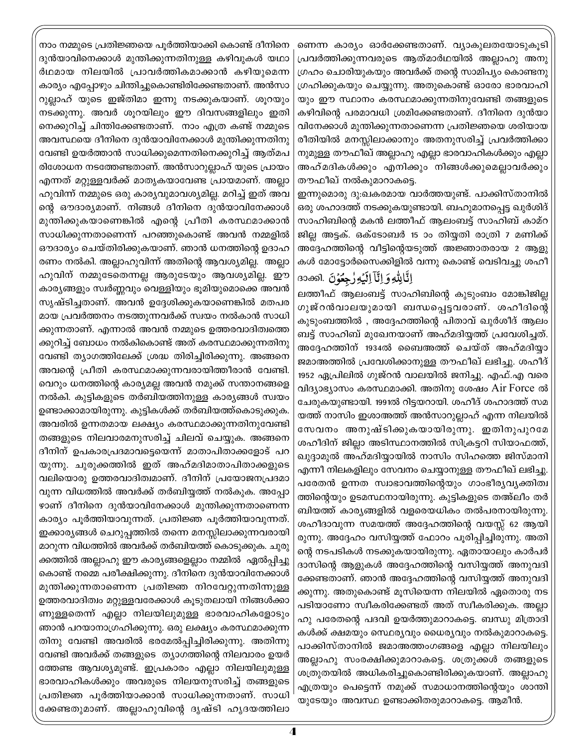നാം നമ്മുടെ പ്രതിജ്ഞയെ പൂർത്തിയാക്കി കൊണ്ട് ദീനിനെ ദുൻയാവിനെക്കാൾ മുന്തിക്കുന്നതിനുള്ള കഴിവുകൾ യഥാർഥമായ നിലയിൽ പ്രാവർത്തികമാക്കാൻ കഴിയുമെന്ന കാര്യം എപ്പോഴും ചിന്തിച്ചുകൊണ്ടിരിക്കേണ്ടതാണ്. അൻസാറുല്ലാഹ് യുടെ ഇജ്തിമാ ഇന്നു നടക്കുകയാണ്. ശൂറയും നടക്കുന്നു. അവർ ശൂറയിലും ഈ ദിവസങ്ങളിലും ഇതിനെക്കുറിച്ച് ചിന്തിക്കേണ്ടതാണ്. നാം എത്ര കണ്ട് നമ്മുടെ അവസ്ഥയെ ദീനിനെ ദുൻയാവിനേക്കാൾ മുന്തിക്കുന്നതിനു വേണ്ടി ഉയർത്താൻ സാധിക്കുമെന്നതിനെക്കുറിച്ച് ആത്മപരിശോധന നടത്തേണ്ടതാണ്. അൻസാറുല്ലാഹ് യുടെ പ്രായം എന്നത് മറ്റുള്ളവർക്ക് മാതൃകയാവേണ്ട പ്രായമാണ്. അല്ലാഹുവിന്ന് നമ്മുടെ ഒരു കാര്യവുമാവശ്യമില്ല. മറിച്ച് ഇത് അവന്റെ ഔദാര്യമാണ്. നിങ്ങൾ ദീനിനെ ദുൻയാവിനേക്കാൾ മുന്തിക്കുകയാണെങ്കിൽ എന്റെ പ്രീതി കരസ്ഥമാക്കാൻ സാധിക്കുന്നതാണെന്ന് പറഞ്ഞുകൊണ്ട് അവൻ നമ്മളിൽ ഔദാര്യം ചെയ്തിരിക്കുകയാണ്. ഞാൻ ധനത്തിന്റെ ഉദാഹരണം നൽകി. അല്ലാഹുവിന്ന് അതിന്റെ ആവശ്യമില്ല. അല്ലാഹുവിന് നമ്മുടേതെന്നല്ല ആരുടേയും ആവശ്യമില്ല. ഈ കാര്യങ്ങളും സ്വർണ്ണവും വെള്ളിയും ഭൂമിയുമൊക്കെ അവൻ സൃഷ്ടിച്ചതാണ്. അവൻ ഉദ്ദേശിക്കുകയാണെങ്കിൽ മതപരമായ പ്രവർത്തനം നടത്തുന്നവർക്ക് സ്വയം നൽകാൻ സാധിക്കുന്നതാണ്. എന്നാൽ അവൻ നമ്മുടെ ഉത്തരവാദിത്വത്തെക്കുറിച്ച് ബോധം നൽകികൊണ്ട് അത് കരസ്ഥമാക്കുന്നതിനു വേണ്ടി ത്യാഗത്തിലേക്ക് ശ്രദ്ധ തിരിച്ചിരിക്കുന്നു. അങ്ങനെ അവന്റെ പ്രീതി കരസ്ഥമാക്കുന്നവരായിത്തീരാൻ വേണ്ടി. വെറും ധനത്തിന്റെ കാര്യമല്ല അവൻ നമുക്ക് സന്താനങ്ങളെ നൽകി. കുട്ടികളുടെ തർബിയത്തിനുള്ള കാര്യങ്ങൾ സ്വയം ഉണ്ടാക്കാമായിരുന്നു. കുട്ടികൾക്ക് തർബിയത്ത്കൊടുക്കുക. അവരിൽ ഉന്നതമായ ലക്ഷ്യം കരസ്ഥമാക്കുന്നതിനുവേണ്ടി തങ്ങളുടെ നിലവാരമനുസരിച്ച് ചിലവ് ചെയ്യുക. അങ്ങനെ ദീനിന് ഉപകാരപ്രദമാവട്ടെയെന്ന് മാതാപിതാക്കളോട് പറയുന്നു. ചുരുക്കത്തിൽ ഇത് അഹ്മദിമാതാപിതാക്കളുടെ വലിയൊരു ഉത്തരവാദിത്വമാണ്. ദീനിന് പ്രയോജനപ്രദമാവുന്ന വിധത്തിൽ അവർക്ക് തർബിയത്ത് നൽകുക. അപ്പോഴാണ് ദീനിനെ ദുൻയാവിനേക്കാൾ മുന്തിക്കുന്നതാണെന്ന കാര്യം പൂർത്തിയാവുന്നത്. പ്രതിജ്ഞ പൂർത്തിയാവുന്നത്. ഇക്കാര്യങ്ങൾ ചെറുപ്പത്തിൽ തന്നെ മനസ്സിലാക്കുന്നവരായി മാറുന്ന വിധത്തിൽ അവർക്ക് തർബിയത്ത് കൊടുക്കുക. ചുരുക്കത്തിൽ അല്ലാഹു ഈ കാര്യങ്ങളെല്ലാം നമ്മിൽ ഏൽപ്പിച്ചു കൊണ്ട് നമ്മെ പരീക്ഷിക്കുന്നു. ദീനിനെ ദുൻയാവിനേക്കാൾ മുന്തിക്കുന്നതാണെന്ന പ്രതിജ്ഞ നിറവേറ്റുന്നതിന്നുള്ള ഉത്തരവാദിത്വം മറ്റുള്ളവരേക്കാൾ കൂടുതലായി നിങ്ങൾക്കാണുള്ളതെന്ന് എല്ലാ നിലയിലുമുള്ള ഭാരവാഹികളോടും ഞാൻ പറയാനാഗ്രഹിക്കുന്നു. ഒരു ലക്ഷ്യം കരസ്ഥമാക്കുന്നതിനു വേണ്ടി അവരിൽ ഭരമേൽപ്പിച്ചിരിക്കുന്നു. അതിന്നു വേണ്ടി അവർക്ക് തങ്ങളുടെ ത്യാഗത്തിന്റെ നിലവാരം ഉയർത്തേണ്ട ആവശ്യമുണ്ട്. ഇപ്രകാരം എല്ലാ നിലയിലുമുള്ള ഭാരവാഹികൾക്കും അവരുടെ നിലയനുസരിച്ച് തങ്ങളുടെ പ്രതിജ്ഞ പൂർത്തിയാക്കാൻ സാധിക്കുന്നതാണ്. സാധിക്കേണ്ടതുമാണ്. അല്ലാഹുവിന്റെ ദൃഷ്ടി ഹൃദയത്തിലാണെന്ന കാര്യം ഓർക്കേണ്ടതാണ്. വ്യാകുലതയോടുകൂടി പ്രവർത്തിക്കുന്നവരുടെ ആത്മാർഥയിൽ അല്ലാഹു അനുഗ്രഹം ചൊരിയുകയും അവർക്ക് തന്റെ സാമിപ്യം കൊണ്ടനുഗ്രഹിക്കുകയും ചെയ്യുന്നു. അതുകൊണ്ട് ഓരോ ഭാരവാഹിയും ഈ സ്ഥാനം കരസ്ഥമാക്കുന്നതിനുവേണ്ടി തങ്ങളുടെ കഴിവിന്റെ പരമാവധി ശ്രമിക്കേണ്ടതാണ്. ദീനിനെ ദുൻയാവിനേക്കാൾ മുന്തിക്കുന്നതാണെന്ന പ്രതിജ്ഞയെ ശരിയായ രീതിയിൽ മനസ്സിലാക്കാനും അതനുസരിച്ച് പ്രവർത്തിക്കാനുമുള്ള തൗഫീഖ് അല്ലാഹു എല്ലാ ഭാരവാഹികൾക്കും എല്ലാ അഹ്മദികൾക്കും എനിക്കും നിങ്ങൾക്കുമെല്ലാവർക്കും തൗഫീഖ് നൽകുമാറാകട്ടെ.

ഇന്നുമൊരു ദു:ഖകരമായ വാർത്തയുണ്ട്. പാക്കിസ്താനിൽ ഒരു ശഹാദത്ത് നടക്കുകയുണ്ടായി. ബഹുമാനപ്പെട്ട ഖുർശിദ് സാഹിബിന്റെ മകൻ ലത്തീഫ് ആലംബട്ട് സാഹിബ് കാമ്റ ജില്ല അട്ടക്. ഒക്ടോബർ 15 ാം തിയ്യതി രാത്രി 7 മണിക്ക് അദ്ദേഹത്തിന്റെ വീട്ടിന്റെയടുത്ത് അജ്ഞാതരായ 2 ആളുകൾ മോട്ടോർസൈക്കിളിൽ വന്നു കൊണ്ട് വെടിവച്ചു ശഹീദാക്കി. إِنَّا لِلَّهِ وَإِنَّا إِلَيْهِ رَاجِعُونَ

ലത്തീഫ് ആലംബട്ട് സാഹിബിന്റെ കുടുംബം മോങ്കിജില്ല ഗുജ്റൻവാലയുമായി ബന്ധപ്പെട്ടവരാണ്. ശഹീദിന്റെ കുടുംബത്തിൽ , അദ്ദേഹത്തിന്റെ പിതാവ് ഖുർശീദ് ആലംബട്ട് സാഹിബ് മുഖേനയാണ് അഹ്മദിയ്യത്ത് പ്രവേശിച്ചത്. അദ്ദേഹത്തിന് 1934ൽ ബൈഅത്ത് ചെയ്ത് അഹ്മദിയ്യാ ജമാഅത്തിൽ പ്രവേശിക്കാനുള്ള തൗഫീഖ് ലഭിച്ചു. ശഹീദ് 1952 ഏപ്രിലിൽ ഗുജ്റൻ വാലയിൽ ജനിച്ചു. എഫ്.എ വരെ വിദ്യാഭ്യാസം കരസ്ഥമാക്കി. അതിനു ശേഷം Air Force ൽ ചേരുകയുണ്ടായി. 1991ൽ റിട്ടയറായി. ശഹീദ് ശഹാദത്ത് സമയത്ത് നാസിം ഇശാഅത്ത് അൻസാറുല്ലാഹ് എന്ന നിലയിൽ സേവനം അനുഷ്ടിക്കുകയായിരുന്നു. ഇതിനുപുറമേ ശഹീദിന് ജില്ലാ അടിസ്ഥാനത്തിൽ സിക്രട്ടറി സിയാഫത്ത്, ഖുദ്ദാമുൽ അഹ്മദിയ്യായിൽ നാസിം സിഹത്തെ ജിസ്മാനി എന്നീ നിലകളിലും സേവനം ചെയ്യാനുള്ള തൗഫീഖ് ലഭിച്ചു. പരേതൻ ഉന്നത സ്വാഭാവത്തിന്റെയും ഗാംഭീര്യവ്യക്തിത്വത്തിന്റെയും ഉടമസ്ഥനായിരുന്നു. കുട്ടികളുടെ തഅ്ലീം തർബിയത്ത് കാര്യങ്ങളിൽ വളരെയധികം തൽപരനായിരുന്നു. ശഹീദാവുന്ന സമയത്ത് അദ്ദേഹത്തിന്റെ വയസ്സ് 62 ആയിരുന്നു. അദ്ദേഹം വസിയ്യത്ത് ഫോറം പൂരിപ്പിച്ചിരുന്നു. അതിന്റെ നടപടികൾ നടക്കുകയായിരുന്നു. ഏതായാലും കാർപർദാസിന്റെ ആളുകൾ അദ്ദേഹത്തിന്റെ വസിയ്യത്ത് അനുവദിക്കേണ്ടതാണ്. ഞാൻ അദ്ദേഹത്തിന്റെ വസിയ്യത്ത് അനുവദിക്കുന്നു. അതുകൊണ്ട് മൂസിയെന്ന നിലയിൽ ഏതൊരു നടപടിയാണോ സ്വീകരിക്കേണ്ടത് അത് സ്വീകരിക്കുക. അല്ലാഹു പരേതന്റെ പദവി ഉയർത്തുമാറാകട്ടെ. ബന്ധു മിത്രാദികൾക്ക് ക്ഷമയും സ്ഥൈര്യവും ധൈര്യവും നൽകുമാറാകട്ടെ. പാക്കിസ്താനിൽ ജമാഅത്തംഗങ്ങളെ എല്ലാ നിലയിലും അല്ലാഹു സംരക്ഷിക്കുമാറാകട്ടെ. ശത്രുക്കൾ തങ്ങളുടെ ശത്രുതയിൽ അധികരിച്ചുകൊണ്ടിരിക്കുകയാണ്. അല്ലാഹു എത്രയും പെട്ടെന്ന് നമുക്ക് സമാധാനത്തിന്റെയും ശാന്തിയുടേയും അവസ്ഥ ഉണ്ടാക്കിതരുമാറാകട്ടെ. ആമീൻ.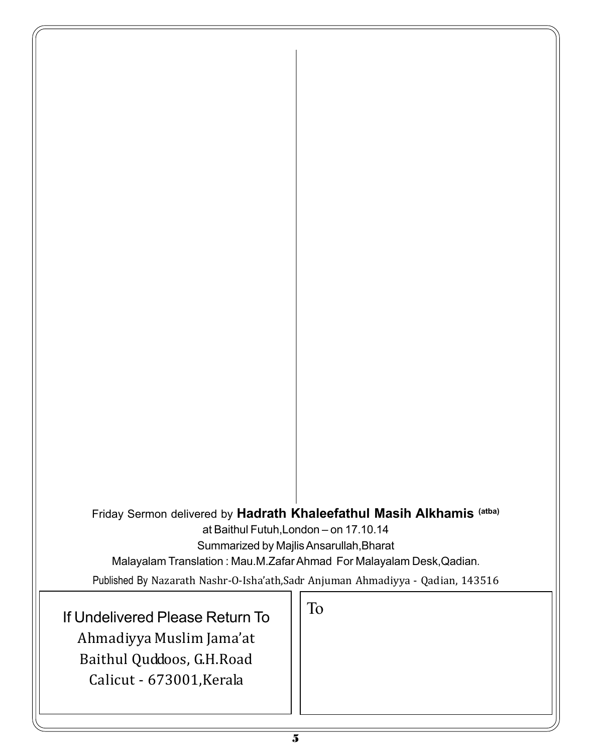Friday Sermon delivered by **Hadrath Khaleefathul Masih Alkhamis** (atba)

at Baithul Futuh,London – on 17.10.14

Summarized by Majlis Ansarullah,Bharat

Malayalam Translation : Mau.M.Zafar Ahmad For Malayalam Desk,Qadian.

Published By Nazarath Nashr-O-Isha'ath,Sadr Anjuman Ahmadiyya - Qadian, 143516

If Undelivered Please Return To
Ahmadiyya Muslim Jama'at
Baithul Quddoos, G.H.Road
Calicut - 673001,Kerala

To